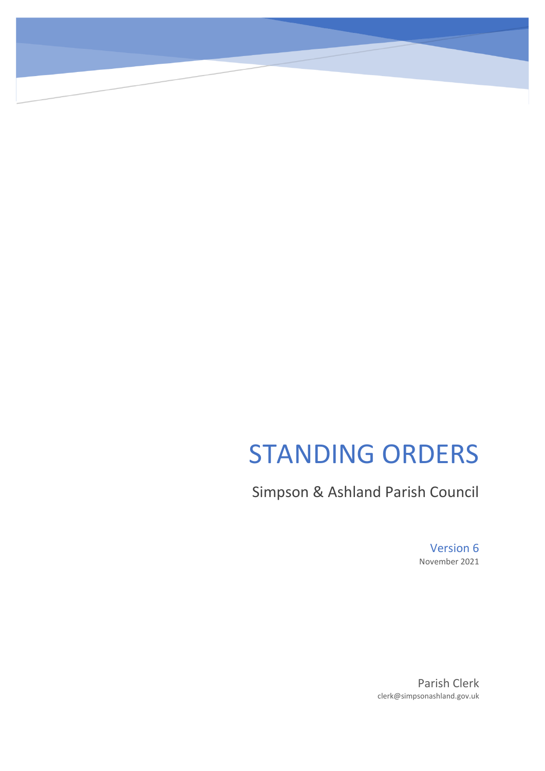# STANDING ORDERS

Simpson & Ashland Parish Council

Version 6

November 2021

Parish Clerk

clerk@simpsonashland.gov.uk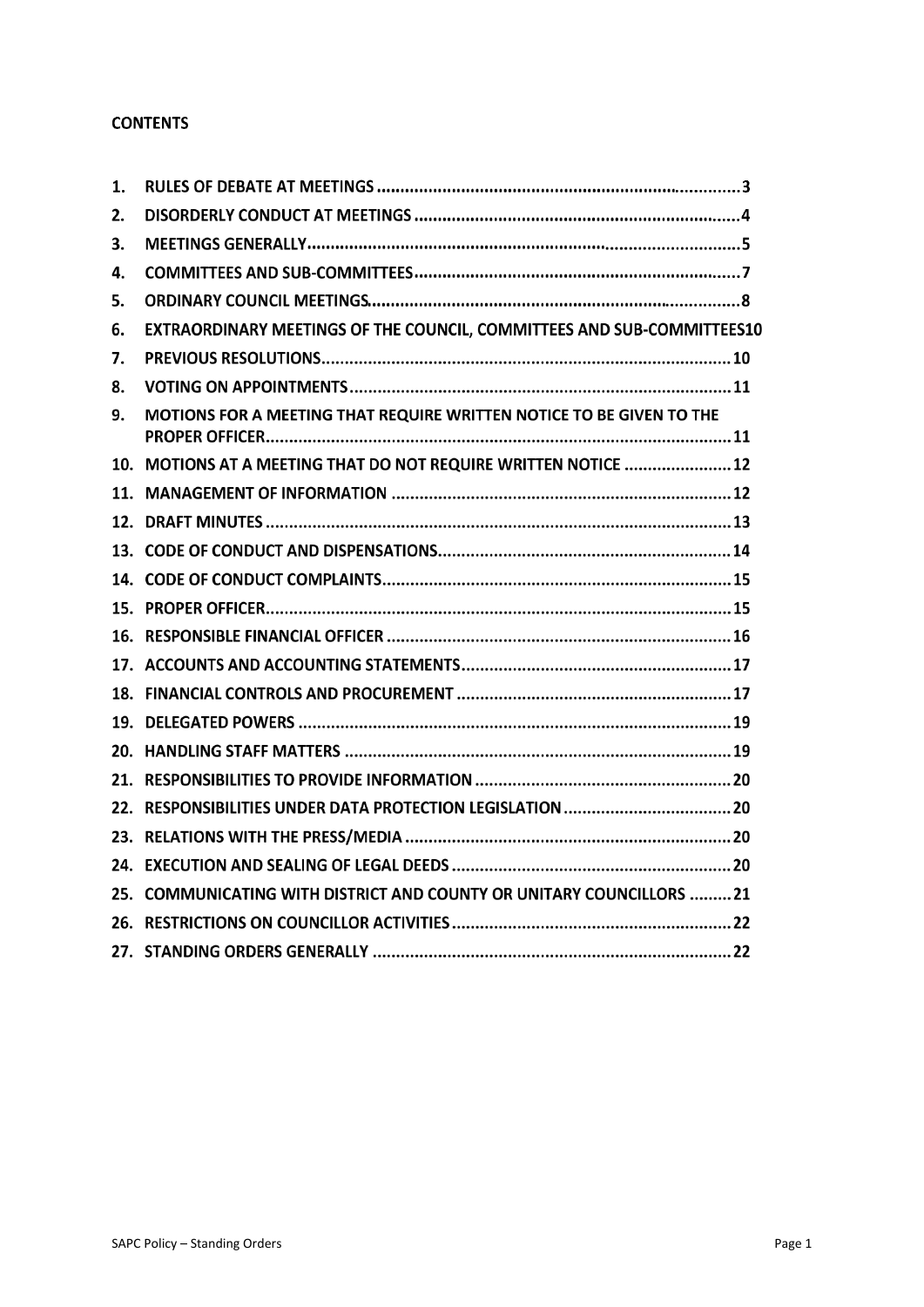**CONTENTS**

1. RULES OF DEBATE AT MEETINGS ............................................................................3
2. DISORDERLY CONDUCT AT MEETINGS ....................................................................4
3. MEETINGS GENERALLY..........................................................................................5
4. COMMITTEES AND SUB-COMMITTEES....................................................................7
5. ORDINARY COUNCIL MEETINGS..............................................................................8
6. EXTRAORDINARY MEETINGS OF THE COUNCIL, COMMITTEES AND SUB-COMMITTEES10
7. PREVIOUS RESOLUTIONS.......................................................................................10
8. VOTING ON APPOINTMENTS.................................................................................11
9. MOTIONS FOR A MEETING THAT REQUIRE WRITTEN NOTICE TO BE GIVEN TO THE PROPER OFFICER...................................................................................................11
10. MOTIONS AT A MEETING THAT DO NOT REQUIRE WRITTEN NOTICE .......................12
11. MANAGEMENT OF INFORMATION .........................................................................12
12. DRAFT MINUTES ...................................................................................................13
13. CODE OF CONDUCT AND DISPENSATIONS..............................................................14
14. CODE OF CONDUCT COMPLAINTS...........................................................................15
15. PROPER OFFICER...................................................................................................15
16. RESPONSIBLE FINANCIAL OFFICER .........................................................................16
17. ACCOUNTS AND ACCOUNTING STATEMENTS..........................................................17
18. FINANCIAL CONTROLS AND PROCUREMENT ..........................................................17
19. DELEGATED POWERS ............................................................................................19
20. HANDLING STAFF MATTERS ..................................................................................19
21. RESPONSIBILITIES TO PROVIDE INFORMATION .......................................................20
22. RESPONSIBILITIES UNDER DATA PROTECTION LEGISLATION ....................................20
23. RELATIONS WITH THE PRESS/MEDIA ......................................................................20
24. EXECUTION AND SEALING OF LEGAL DEEDS ............................................................20
25. COMMUNICATING WITH DISTRICT AND COUNTY OR UNITARY COUNCILLORS .........21
26. RESTRICTIONS ON COUNCILLOR ACTIVITIES ............................................................22
27. STANDING ORDERS GENERALLY ............................................................................22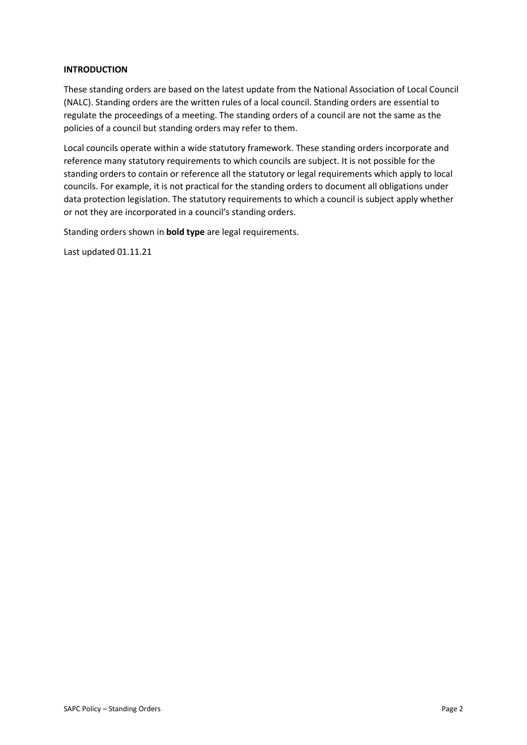**INTRODUCTION**

These standing orders are based on the latest update from the National Association of Local Council (NALC). Standing orders are the written rules of a local council. Standing orders are essential to regulate the proceedings of a meeting. The standing orders of a council are not the same as the policies of a council but standing orders may refer to them.

Local councils operate within a wide statutory framework. These standing orders incorporate and reference many statutory requirements to which councils are subject. It is not possible for the standing orders to contain or reference all the statutory or legal requirements which apply to local councils. For example, it is not practical for the standing orders to document all obligations under data protection legislation. The statutory requirements to which a council is subject apply whether or not they are incorporated in a council's standing orders.

Standing orders shown in **bold type** are legal requirements.

Last updated 01.11.21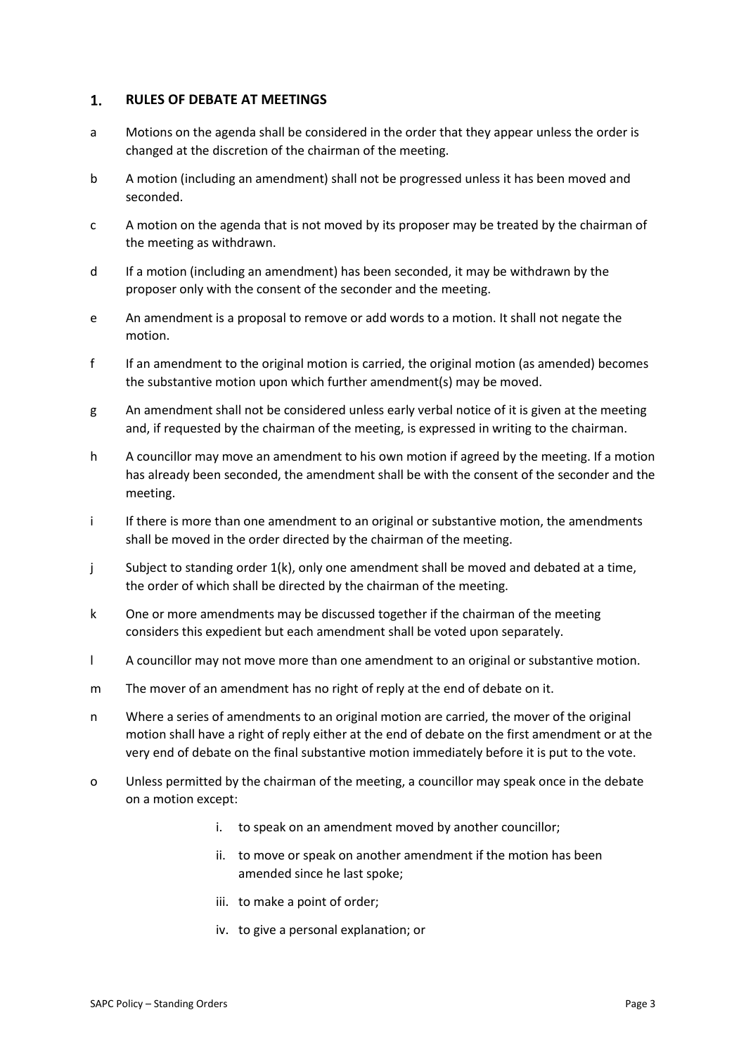## 1. RULES OF DEBATE AT MEETINGS

a Motions on the agenda shall be considered in the order that they appear unless the order is changed at the discretion of the chairman of the meeting.

b A motion (including an amendment) shall not be progressed unless it has been moved and seconded.

c A motion on the agenda that is not moved by its proposer may be treated by the chairman of the meeting as withdrawn.

d If a motion (including an amendment) has been seconded, it may be withdrawn by the proposer only with the consent of the seconder and the meeting.

e An amendment is a proposal to remove or add words to a motion. It shall not negate the motion.

f If an amendment to the original motion is carried, the original motion (as amended) becomes the substantive motion upon which further amendment(s) may be moved.

g An amendment shall not be considered unless early verbal notice of it is given at the meeting and, if requested by the chairman of the meeting, is expressed in writing to the chairman.

h A councillor may move an amendment to his own motion if agreed by the meeting. If a motion has already been seconded, the amendment shall be with the consent of the seconder and the meeting.

i If there is more than one amendment to an original or substantive motion, the amendments shall be moved in the order directed by the chairman of the meeting.

j Subject to standing order 1(k), only one amendment shall be moved and debated at a time, the order of which shall be directed by the chairman of the meeting.

k One or more amendments may be discussed together if the chairman of the meeting considers this expedient but each amendment shall be voted upon separately.

l A councillor may not move more than one amendment to an original or substantive motion.

m The mover of an amendment has no right of reply at the end of debate on it.

n Where a series of amendments to an original motion are carried, the mover of the original motion shall have a right of reply either at the end of debate on the first amendment or at the very end of debate on the final substantive motion immediately before it is put to the vote.

o Unless permitted by the chairman of the meeting, a councillor may speak once in the debate on a motion except:

i. to speak on an amendment moved by another councillor;

ii. to move or speak on another amendment if the motion has been amended since he last spoke;

iii. to make a point of order;

iv. to give a personal explanation; or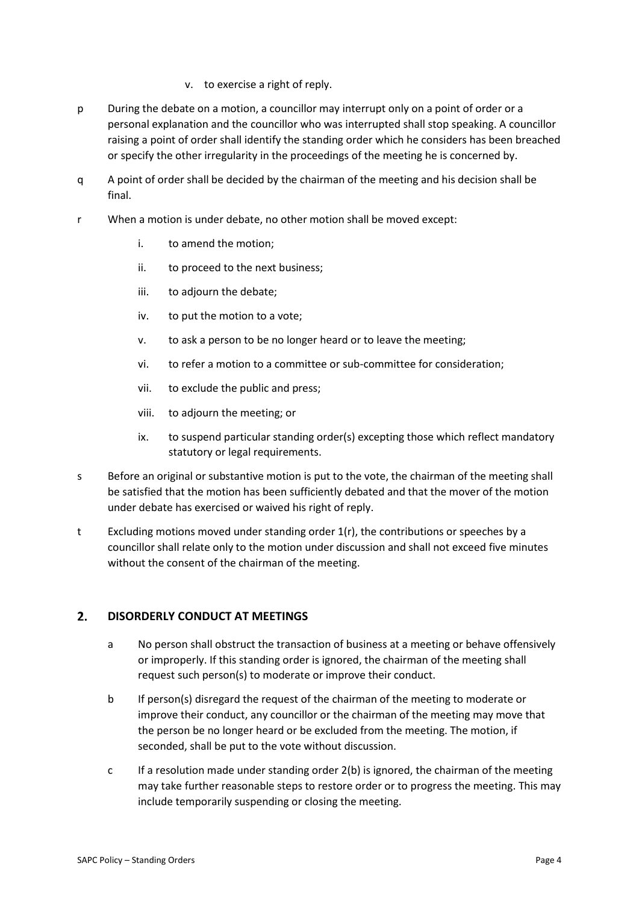v. to exercise a right of reply.

p During the debate on a motion, a councillor may interrupt only on a point of order or a personal explanation and the councillor who was interrupted shall stop speaking. A councillor raising a point of order shall identify the standing order which he considers has been breached or specify the other irregularity in the proceedings of the meeting he is concerned by.

q A point of order shall be decided by the chairman of the meeting and his decision shall be final.

r When a motion is under debate, no other motion shall be moved except:

i. to amend the motion;

ii. to proceed to the next business;

iii. to adjourn the debate;

iv. to put the motion to a vote;

v. to ask a person to be no longer heard or to leave the meeting;

vi. to refer a motion to a committee or sub-committee for consideration;

vii. to exclude the public and press;

viii. to adjourn the meeting; or

ix. to suspend particular standing order(s) excepting those which reflect mandatory statutory or legal requirements.

s Before an original or substantive motion is put to the vote, the chairman of the meeting shall be satisfied that the motion has been sufficiently debated and that the mover of the motion under debate has exercised or waived his right of reply.

t Excluding motions moved under standing order 1(r), the contributions or speeches by a councillor shall relate only to the motion under discussion and shall not exceed five minutes without the consent of the chairman of the meeting.

## 2. DISORDERLY CONDUCT AT MEETINGS

a No person shall obstruct the transaction of business at a meeting or behave offensively or improperly. If this standing order is ignored, the chairman of the meeting shall request such person(s) to moderate or improve their conduct.

b If person(s) disregard the request of the chairman of the meeting to moderate or improve their conduct, any councillor or the chairman of the meeting may move that the person be no longer heard or be excluded from the meeting. The motion, if seconded, shall be put to the vote without discussion.

c If a resolution made under standing order 2(b) is ignored, the chairman of the meeting may take further reasonable steps to restore order or to progress the meeting. This may include temporarily suspending or closing the meeting.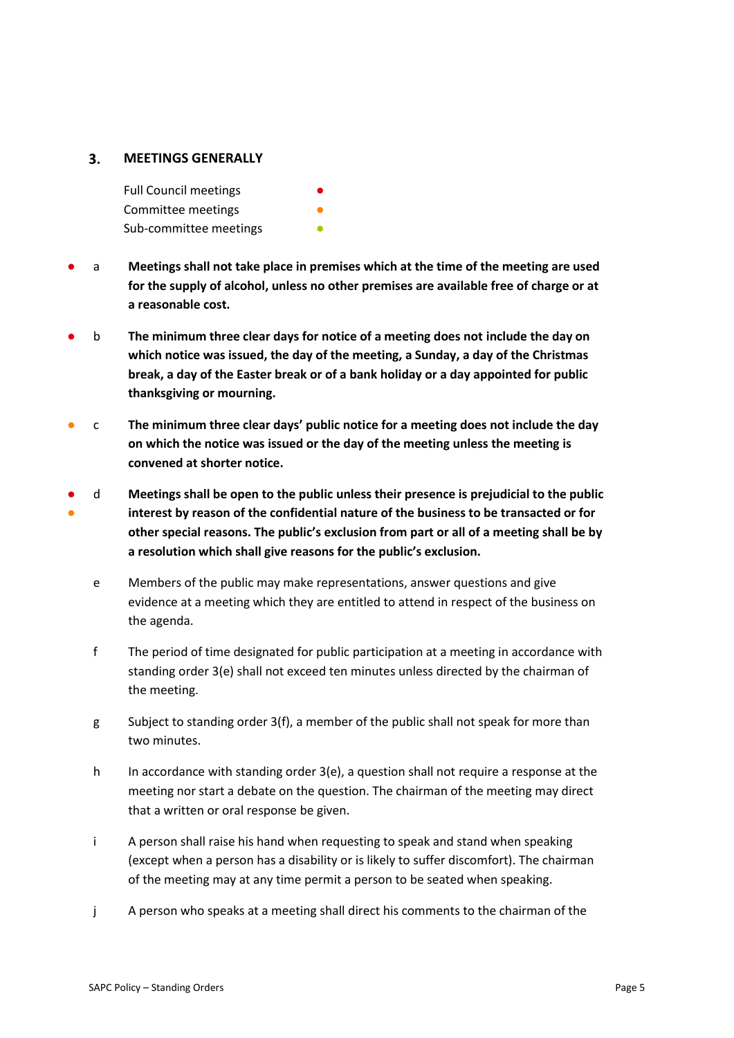## 3. MEETINGS GENERALLY

Full Council meetings ●
Committee meetings ●
Sub-committee meetings ●

● a **Meetings shall not take place in premises which at the time of the meeting are used for the supply of alcohol, unless no other premises are available free of charge or at a reasonable cost.**

● b **The minimum three clear days for notice of a meeting does not include the day on which notice was issued, the day of the meeting, a Sunday, a day of the Christmas break, a day of the Easter break or of a bank holiday or a day appointed for public thanksgiving or mourning.**

● c **The minimum three clear days' public notice for a meeting does not include the day on which the notice was issued or the day of the meeting unless the meeting is convened at shorter notice.**

●● d **Meetings shall be open to the public unless their presence is prejudicial to the public interest by reason of the confidential nature of the business to be transacted or for other special reasons. The public's exclusion from part or all of a meeting shall be by a resolution which shall give reasons for the public's exclusion.**

e Members of the public may make representations, answer questions and give evidence at a meeting which they are entitled to attend in respect of the business on the agenda.

f The period of time designated for public participation at a meeting in accordance with standing order 3(e) shall not exceed ten minutes unless directed by the chairman of the meeting.

g Subject to standing order 3(f), a member of the public shall not speak for more than two minutes.

h In accordance with standing order 3(e), a question shall not require a response at the meeting nor start a debate on the question. The chairman of the meeting may direct that a written or oral response be given.

i A person shall raise his hand when requesting to speak and stand when speaking (except when a person has a disability or is likely to suffer discomfort). The chairman of the meeting may at any time permit a person to be seated when speaking.

j A person who speaks at a meeting shall direct his comments to the chairman of the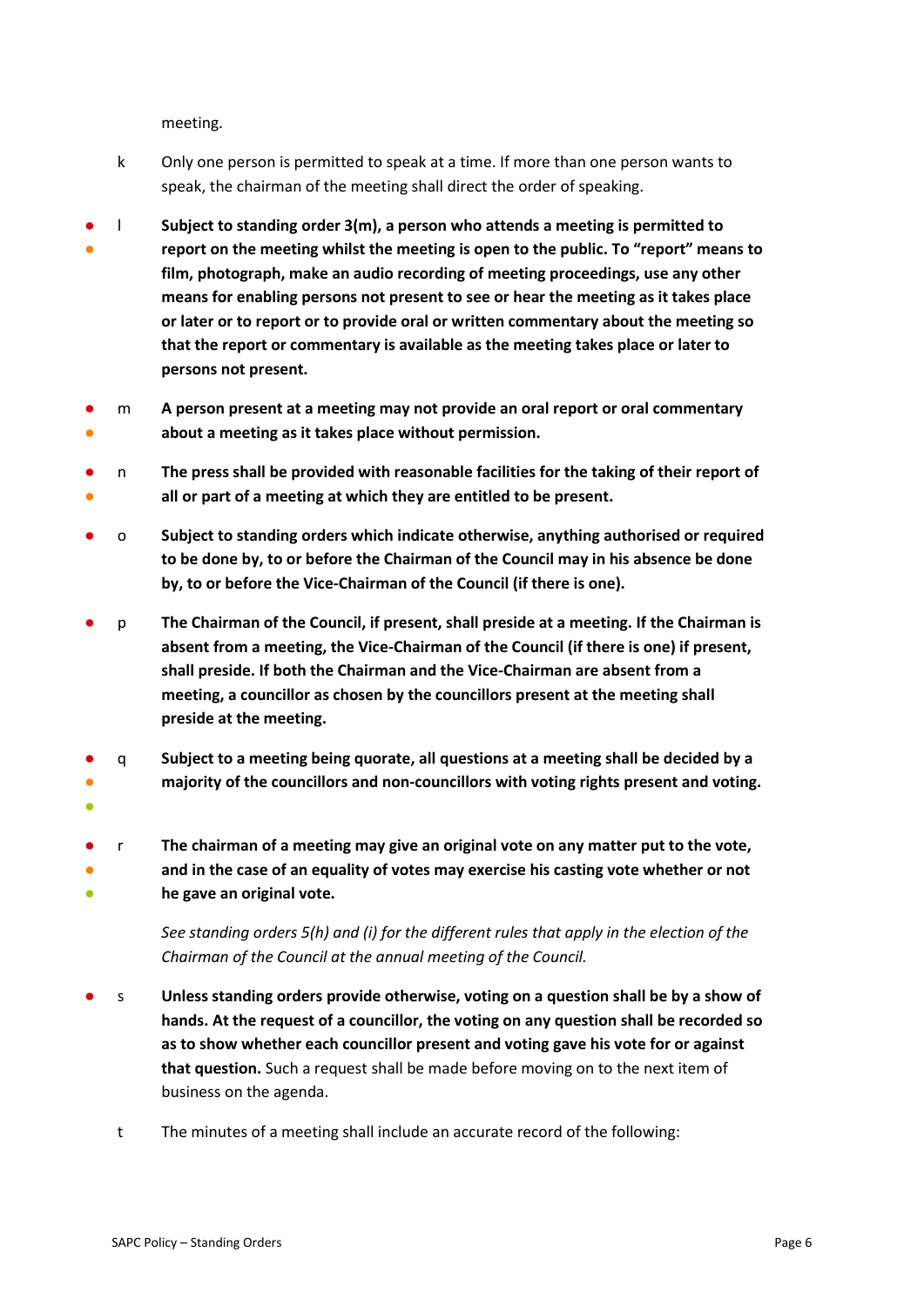meeting.

k Only one person is permitted to speak at a time. If more than one person wants to speak, the chairman of the meeting shall direct the order of speaking.

l **Subject to standing order 3(m), a person who attends a meeting is permitted to report on the meeting whilst the meeting is open to the public. To "report" means to film, photograph, make an audio recording of meeting proceedings, use any other means for enabling persons not present to see or hear the meeting as it takes place or later or to report or to provide oral or written commentary about the meeting so that the report or commentary is available as the meeting takes place or later to persons not present.**

m **A person present at a meeting may not provide an oral report or oral commentary about a meeting as it takes place without permission.**

n **The press shall be provided with reasonable facilities for the taking of their report of all or part of a meeting at which they are entitled to be present.**

o **Subject to standing orders which indicate otherwise, anything authorised or required to be done by, to or before the Chairman of the Council may in his absence be done by, to or before the Vice-Chairman of the Council (if there is one).**

p **The Chairman of the Council, if present, shall preside at a meeting. If the Chairman is absent from a meeting, the Vice-Chairman of the Council (if there is one) if present, shall preside. If both the Chairman and the Vice-Chairman are absent from a meeting, a councillor as chosen by the councillors present at the meeting shall preside at the meeting.**

q **Subject to a meeting being quorate, all questions at a meeting shall be decided by a majority of the councillors and non-councillors with voting rights present and voting.**

r **The chairman of a meeting may give an original vote on any matter put to the vote, and in the case of an equality of votes may exercise his casting vote whether or not he gave an original vote.**

*See standing orders 5(h) and (i) for the different rules that apply in the election of the Chairman of the Council at the annual meeting of the Council.*

s **Unless standing orders provide otherwise, voting on a question shall be by a show of hands. At the request of a councillor, the voting on any question shall be recorded so as to show whether each councillor present and voting gave his vote for or against that question.** Such a request shall be made before moving on to the next item of business on the agenda.

t The minutes of a meeting shall include an accurate record of the following: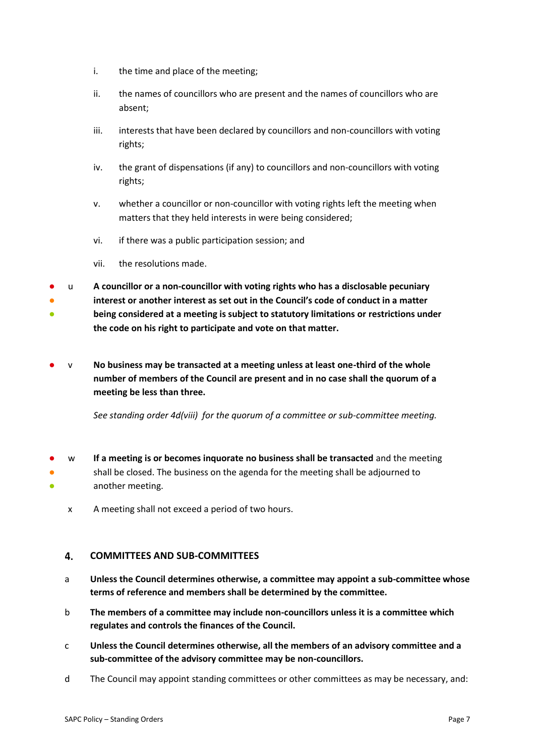i. the time and place of the meeting;

ii. the names of councillors who are present and the names of councillors who are absent;

iii. interests that have been declared by councillors and non-councillors with voting rights;

iv. the grant of dispensations (if any) to councillors and non-councillors with voting rights;

v. whether a councillor or non-councillor with voting rights left the meeting when matters that they held interests in were being considered;

vi. if there was a public participation session; and

vii. the resolutions made.

● ● ● u **A councillor or a non-councillor with voting rights who has a disclosable pecuniary interest or another interest as set out in the Council's code of conduct in a matter being considered at a meeting is subject to statutory limitations or restrictions under the code on his right to participate and vote on that matter.**

● v **No business may be transacted at a meeting unless at least one-third of the whole number of members of the Council are present and in no case shall the quorum of a meeting be less than three.**

*See standing order 4d(viii) for the quorum of a committee or sub-committee meeting.*

● ● ● w **If a meeting is or becomes inquorate no business shall be transacted** and the meeting shall be closed. The business on the agenda for the meeting shall be adjourned to another meeting.

x A meeting shall not exceed a period of two hours.

## 4. COMMITTEES AND SUB-COMMITTEES

a **Unless the Council determines otherwise, a committee may appoint a sub-committee whose terms of reference and members shall be determined by the committee.**

b **The members of a committee may include non-councillors unless it is a committee which regulates and controls the finances of the Council.**

c **Unless the Council determines otherwise, all the members of an advisory committee and a sub-committee of the advisory committee may be non-councillors.**

d The Council may appoint standing committees or other committees as may be necessary, and: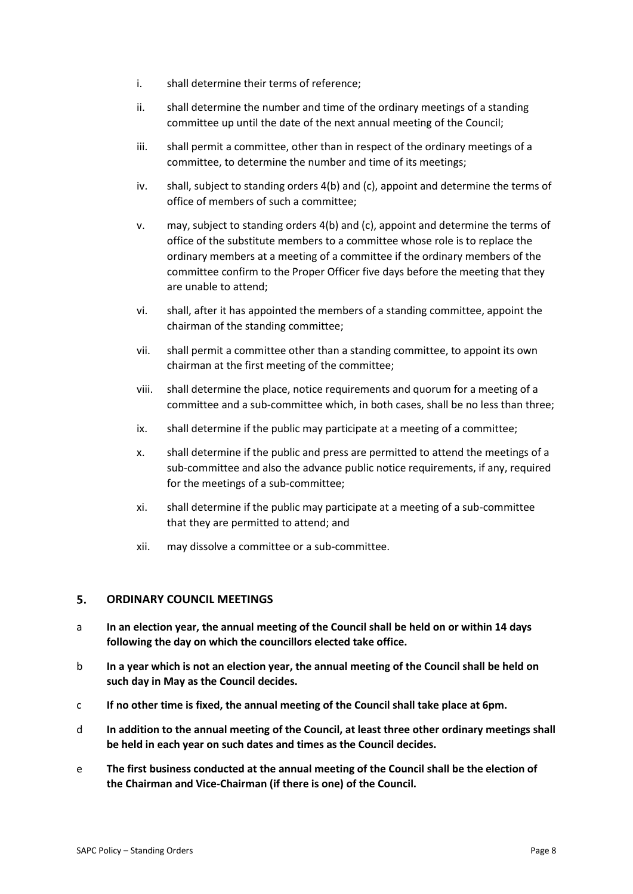- i. shall determine their terms of reference;
- ii. shall determine the number and time of the ordinary meetings of a standing committee up until the date of the next annual meeting of the Council;
- iii. shall permit a committee, other than in respect of the ordinary meetings of a committee, to determine the number and time of its meetings;
- iv. shall, subject to standing orders 4(b) and (c), appoint and determine the terms of office of members of such a committee;
- v. may, subject to standing orders 4(b) and (c), appoint and determine the terms of office of the substitute members to a committee whose role is to replace the ordinary members at a meeting of a committee if the ordinary members of the committee confirm to the Proper Officer five days before the meeting that they are unable to attend;
- vi. shall, after it has appointed the members of a standing committee, appoint the chairman of the standing committee;
- vii. shall permit a committee other than a standing committee, to appoint its own chairman at the first meeting of the committee;
- viii. shall determine the place, notice requirements and quorum for a meeting of a committee and a sub-committee which, in both cases, shall be no less than three;
- ix. shall determine if the public may participate at a meeting of a committee;
- x. shall determine if the public and press are permitted to attend the meetings of a sub-committee and also the advance public notice requirements, if any, required for the meetings of a sub-committee;
- xi. shall determine if the public may participate at a meeting of a sub-committee that they are permitted to attend; and
- xii. may dissolve a committee or a sub-committee.

## 5. ORDINARY COUNCIL MEETINGS

a **In an election year, the annual meeting of the Council shall be held on or within 14 days following the day on which the councillors elected take office.**

b **In a year which is not an election year, the annual meeting of the Council shall be held on such day in May as the Council decides.**

c **If no other time is fixed, the annual meeting of the Council shall take place at 6pm.**

d **In addition to the annual meeting of the Council, at least three other ordinary meetings shall be held in each year on such dates and times as the Council decides.**

e **The first business conducted at the annual meeting of the Council shall be the election of the Chairman and Vice-Chairman (if there is one) of the Council.**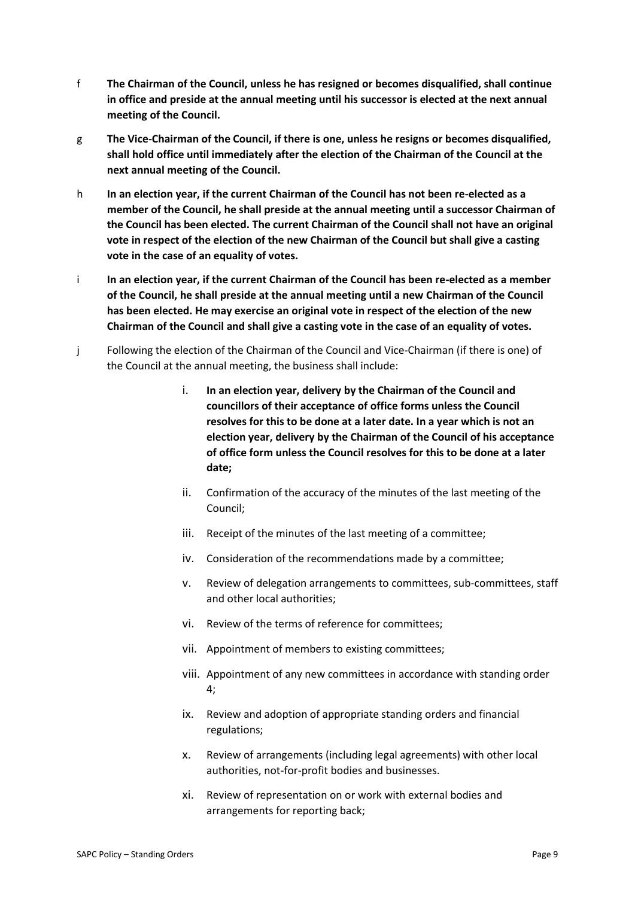f **The Chairman of the Council, unless he has resigned or becomes disqualified, shall continue in office and preside at the annual meeting until his successor is elected at the next annual meeting of the Council.**

g **The Vice-Chairman of the Council, if there is one, unless he resigns or becomes disqualified, shall hold office until immediately after the election of the Chairman of the Council at the next annual meeting of the Council.**

h **In an election year, if the current Chairman of the Council has not been re-elected as a member of the Council, he shall preside at the annual meeting until a successor Chairman of the Council has been elected. The current Chairman of the Council shall not have an original vote in respect of the election of the new Chairman of the Council but shall give a casting vote in the case of an equality of votes.**

i **In an election year, if the current Chairman of the Council has been re-elected as a member of the Council, he shall preside at the annual meeting until a new Chairman of the Council has been elected. He may exercise an original vote in respect of the election of the new Chairman of the Council and shall give a casting vote in the case of an equality of votes.**

j Following the election of the Chairman of the Council and Vice-Chairman (if there is one) of the Council at the annual meeting, the business shall include:

   i. **In an election year, delivery by the Chairman of the Council and councillors of their acceptance of office forms unless the Council resolves for this to be done at a later date. In a year which is not an election year, delivery by the Chairman of the Council of his acceptance of office form unless the Council resolves for this to be done at a later date;**
   ii. Confirmation of the accuracy of the minutes of the last meeting of the Council;
   iii. Receipt of the minutes of the last meeting of a committee;
   iv. Consideration of the recommendations made by a committee;
   v. Review of delegation arrangements to committees, sub-committees, staff and other local authorities;
   vi. Review of the terms of reference for committees;
   vii. Appointment of members to existing committees;
   viii. Appointment of any new committees in accordance with standing order 4;
   ix. Review and adoption of appropriate standing orders and financial regulations;
   x. Review of arrangements (including legal agreements) with other local authorities, not-for-profit bodies and businesses.
   xi. Review of representation on or work with external bodies and arrangements for reporting back;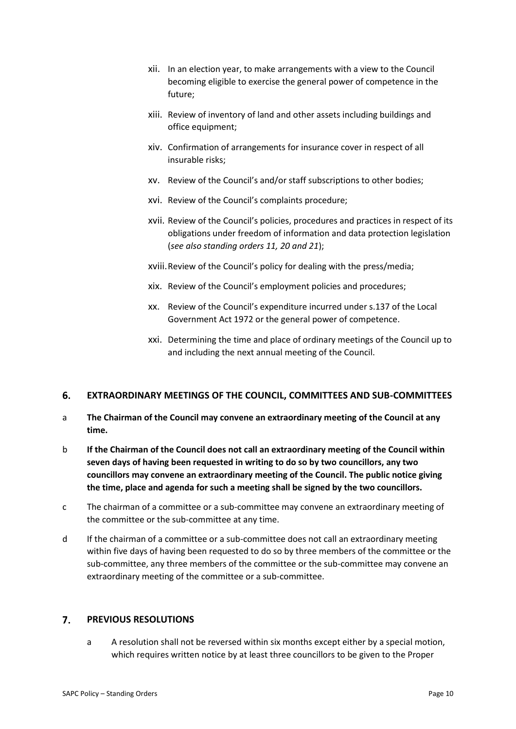xii. In an election year, to make arrangements with a view to the Council becoming eligible to exercise the general power of competence in the future;

xiii. Review of inventory of land and other assets including buildings and office equipment;

xiv. Confirmation of arrangements for insurance cover in respect of all insurable risks;

xv. Review of the Council's and/or staff subscriptions to other bodies;

xvi. Review of the Council's complaints procedure;

xvii. Review of the Council's policies, procedures and practices in respect of its obligations under freedom of information and data protection legislation (*see also standing orders 11, 20 and 21*);

xviii. Review of the Council's policy for dealing with the press/media;

xix. Review of the Council's employment policies and procedures;

xx. Review of the Council's expenditure incurred under s.137 of the Local Government Act 1972 or the general power of competence.

xxi. Determining the time and place of ordinary meetings of the Council up to and including the next annual meeting of the Council.

## 6. EXTRAORDINARY MEETINGS OF THE COUNCIL, COMMITTEES AND SUB-COMMITTEES

a **The Chairman of the Council may convene an extraordinary meeting of the Council at any time.**

b **If the Chairman of the Council does not call an extraordinary meeting of the Council within seven days of having been requested in writing to do so by two councillors, any two councillors may convene an extraordinary meeting of the Council. The public notice giving the time, place and agenda for such a meeting shall be signed by the two councillors.**

c The chairman of a committee or a sub-committee may convene an extraordinary meeting of the committee or the sub-committee at any time.

d If the chairman of a committee or a sub-committee does not call an extraordinary meeting within five days of having been requested to do so by three members of the committee or the sub-committee, any three members of the committee or the sub-committee may convene an extraordinary meeting of the committee or a sub-committee.

## 7. PREVIOUS RESOLUTIONS

a A resolution shall not be reversed within six months except either by a special motion, which requires written notice by at least three councillors to be given to the Proper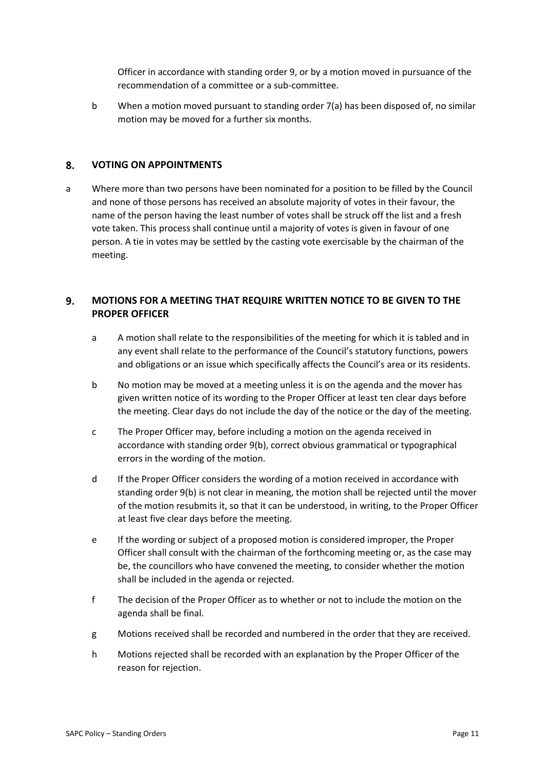Officer in accordance with standing order 9, or by a motion moved in pursuance of the recommendation of a committee or a sub-committee.

b When a motion moved pursuant to standing order 7(a) has been disposed of, no similar motion may be moved for a further six months.

## 8. VOTING ON APPOINTMENTS

a Where more than two persons have been nominated for a position to be filled by the Council and none of those persons has received an absolute majority of votes in their favour, the name of the person having the least number of votes shall be struck off the list and a fresh vote taken. This process shall continue until a majority of votes is given in favour of one person. A tie in votes may be settled by the casting vote exercisable by the chairman of the meeting.

## 9. MOTIONS FOR A MEETING THAT REQUIRE WRITTEN NOTICE TO BE GIVEN TO THE PROPER OFFICER

a A motion shall relate to the responsibilities of the meeting for which it is tabled and in any event shall relate to the performance of the Council's statutory functions, powers and obligations or an issue which specifically affects the Council's area or its residents.

b No motion may be moved at a meeting unless it is on the agenda and the mover has given written notice of its wording to the Proper Officer at least ten clear days before the meeting. Clear days do not include the day of the notice or the day of the meeting.

c The Proper Officer may, before including a motion on the agenda received in accordance with standing order 9(b), correct obvious grammatical or typographical errors in the wording of the motion.

d If the Proper Officer considers the wording of a motion received in accordance with standing order 9(b) is not clear in meaning, the motion shall be rejected until the mover of the motion resubmits it, so that it can be understood, in writing, to the Proper Officer at least five clear days before the meeting.

e If the wording or subject of a proposed motion is considered improper, the Proper Officer shall consult with the chairman of the forthcoming meeting or, as the case may be, the councillors who have convened the meeting, to consider whether the motion shall be included in the agenda or rejected.

f The decision of the Proper Officer as to whether or not to include the motion on the agenda shall be final.

g Motions received shall be recorded and numbered in the order that they are received.

h Motions rejected shall be recorded with an explanation by the Proper Officer of the reason for rejection.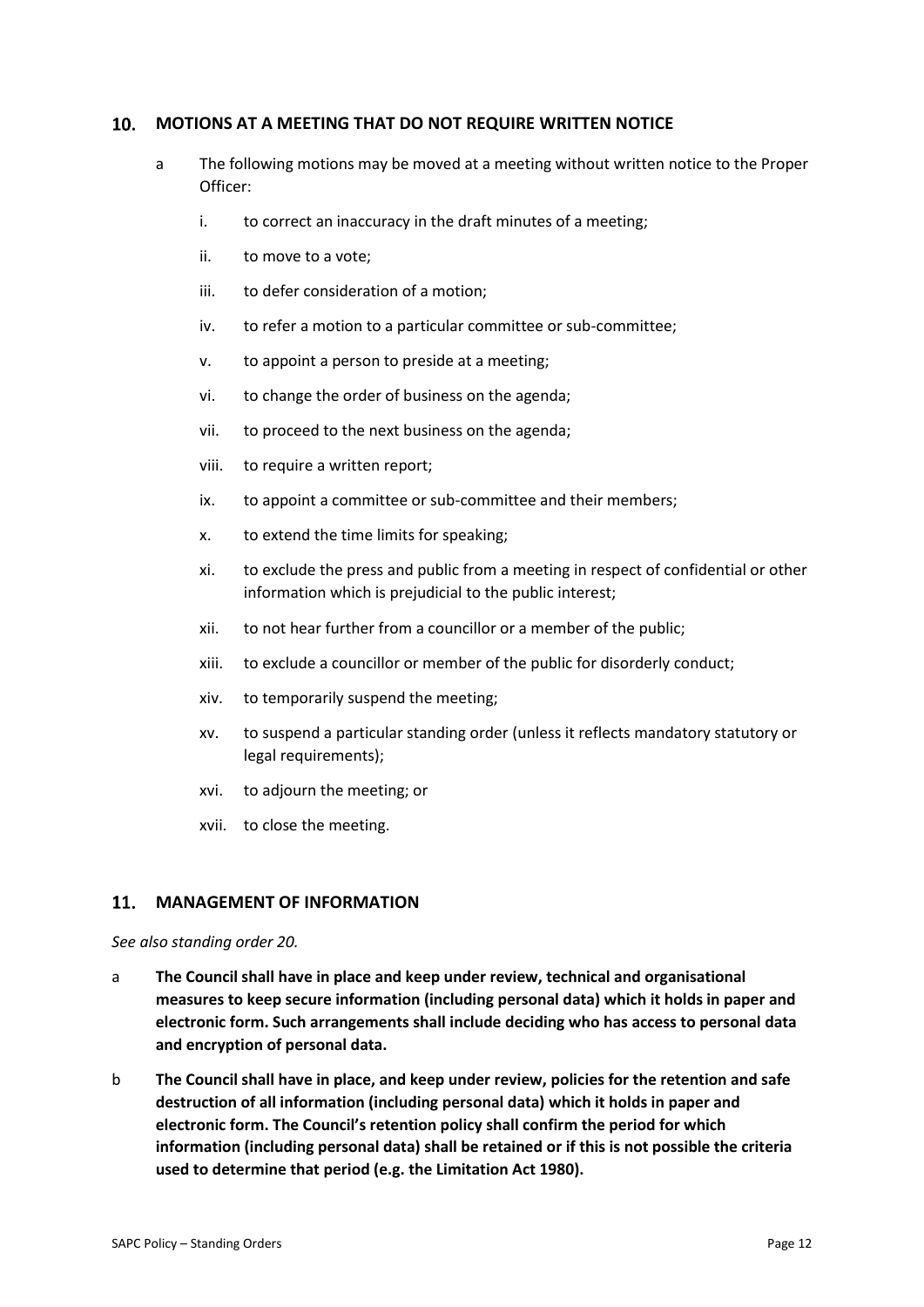## 10. MOTIONS AT A MEETING THAT DO NOT REQUIRE WRITTEN NOTICE

a. The following motions may be moved at a meeting without written notice to the Proper Officer:

   i. to correct an inaccuracy in the draft minutes of a meeting;

   ii. to move to a vote;

   iii. to defer consideration of a motion;

   iv. to refer a motion to a particular committee or sub-committee;

   v. to appoint a person to preside at a meeting;

   vi. to change the order of business on the agenda;

   vii. to proceed to the next business on the agenda;

   viii. to require a written report;

   ix. to appoint a committee or sub-committee and their members;

   x. to extend the time limits for speaking;

   xi. to exclude the press and public from a meeting in respect of confidential or other information which is prejudicial to the public interest;

   xii. to not hear further from a councillor or a member of the public;

   xiii. to exclude a councillor or member of the public for disorderly conduct;

   xiv. to temporarily suspend the meeting;

   xv. to suspend a particular standing order (unless it reflects mandatory statutory or legal requirements);

   xvi. to adjourn the meeting; or

   xvii. to close the meeting.

## 11. MANAGEMENT OF INFORMATION

*See also standing order 20.*

a. **The Council shall have in place and keep under review, technical and organisational measures to keep secure information (including personal data) which it holds in paper and electronic form. Such arrangements shall include deciding who has access to personal data and encryption of personal data.**

b. **The Council shall have in place, and keep under review, policies for the retention and safe destruction of all information (including personal data) which it holds in paper and electronic form. The Council's retention policy shall confirm the period for which information (including personal data) shall be retained or if this is not possible the criteria used to determine that period (e.g. the Limitation Act 1980).**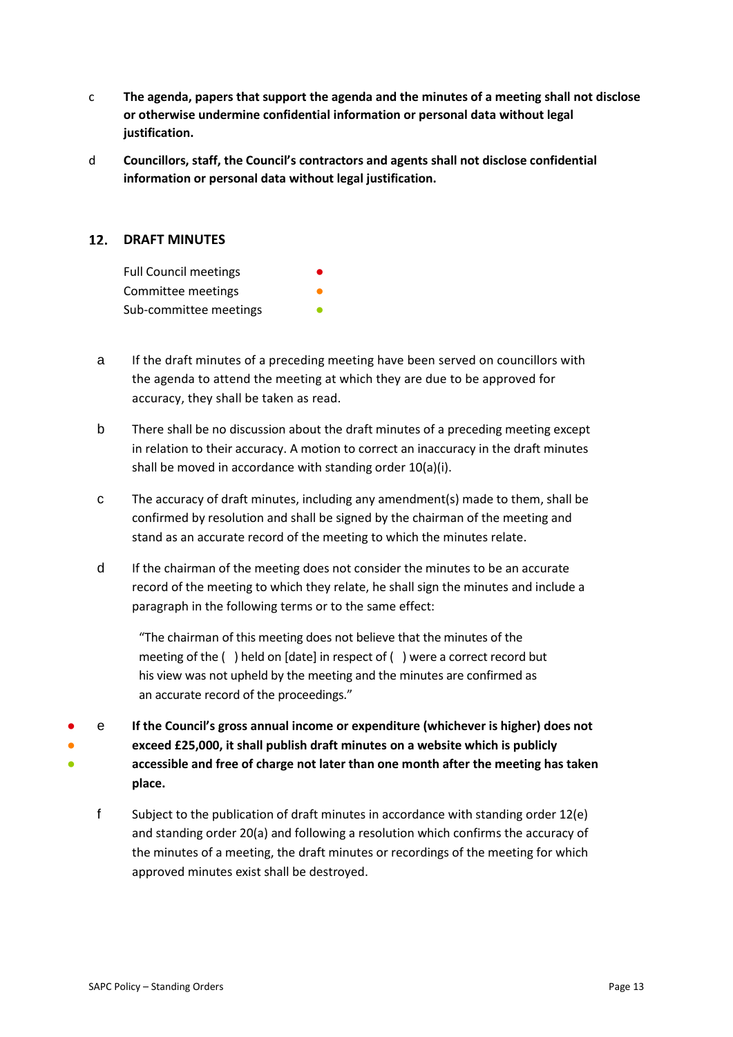c **The agenda, papers that support the agenda and the minutes of a meeting shall not disclose or otherwise undermine confidential information or personal data without legal justification.**

d **Councillors, staff, the Council's contractors and agents shall not disclose confidential information or personal data without legal justification.**

## 12. DRAFT MINUTES

Full Council meetings ●
Committee meetings ●
Sub-committee meetings ●

a If the draft minutes of a preceding meeting have been served on councillors with the agenda to attend the meeting at which they are due to be approved for accuracy, they shall be taken as read.

b There shall be no discussion about the draft minutes of a preceding meeting except in relation to their accuracy. A motion to correct an inaccuracy in the draft minutes shall be moved in accordance with standing order 10(a)(i).

c The accuracy of draft minutes, including any amendment(s) made to them, shall be confirmed by resolution and shall be signed by the chairman of the meeting and stand as an accurate record of the meeting to which the minutes relate.

d If the chairman of the meeting does not consider the minutes to be an accurate record of the meeting to which they relate, he shall sign the minutes and include a paragraph in the following terms or to the same effect:

> "The chairman of this meeting does not believe that the minutes of the meeting of the ( ) held on [date] in respect of ( ) were a correct record but his view was not upheld by the meeting and the minutes are confirmed as an accurate record of the proceedings."

● ● ● e **If the Council's gross annual income or expenditure (whichever is higher) does not exceed £25,000, it shall publish draft minutes on a website which is publicly accessible and free of charge not later than one month after the meeting has taken place.**

f Subject to the publication of draft minutes in accordance with standing order 12(e) and standing order 20(a) and following a resolution which confirms the accuracy of the minutes of a meeting, the draft minutes or recordings of the meeting for which approved minutes exist shall be destroyed.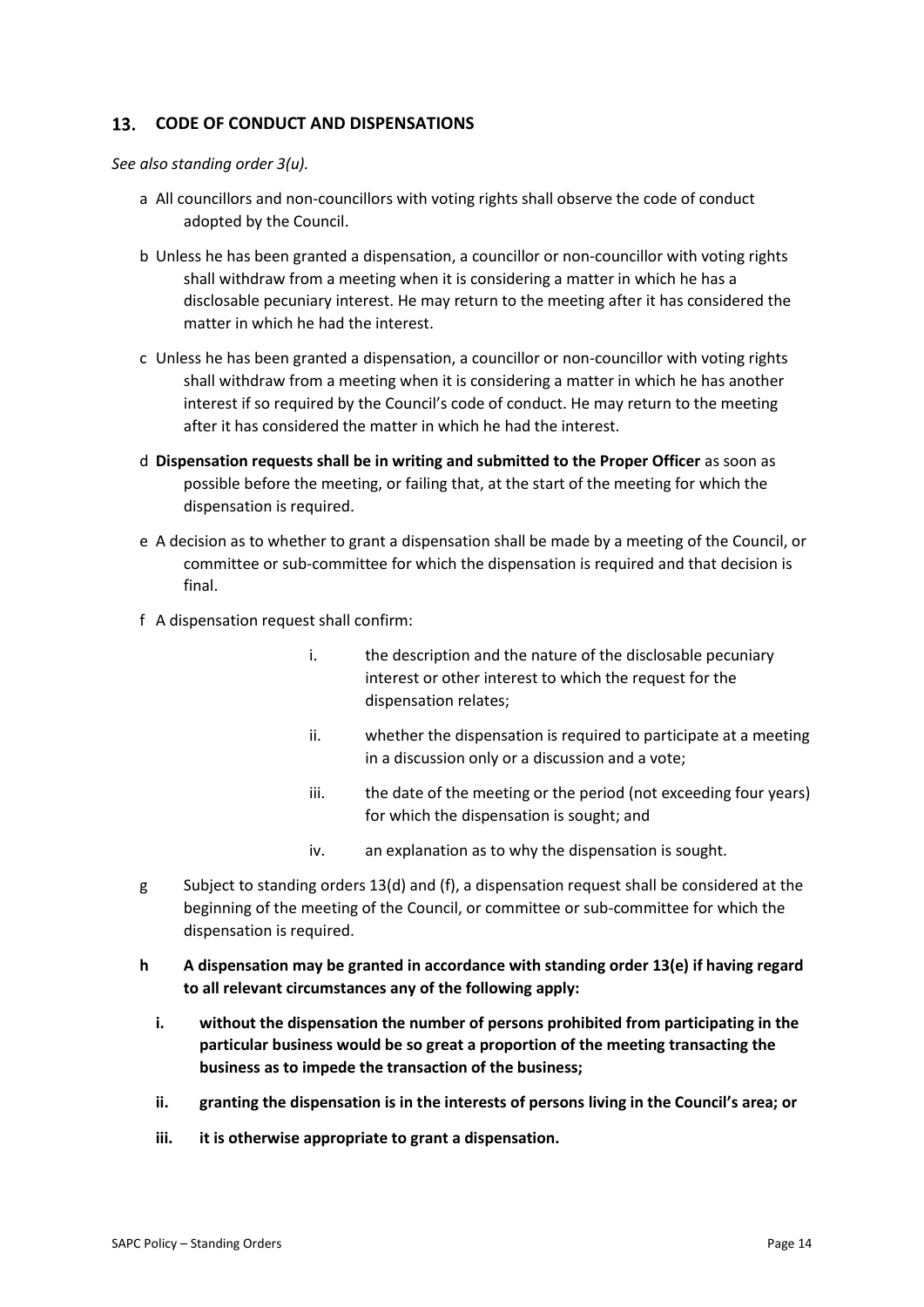## 13. CODE OF CONDUCT AND DISPENSATIONS

*See also standing order 3(u).*

a All councillors and non-councillors with voting rights shall observe the code of conduct adopted by the Council.

b Unless he has been granted a dispensation, a councillor or non-councillor with voting rights shall withdraw from a meeting when it is considering a matter in which he has a disclosable pecuniary interest. He may return to the meeting after it has considered the matter in which he had the interest.

c Unless he has been granted a dispensation, a councillor or non-councillor with voting rights shall withdraw from a meeting when it is considering a matter in which he has another interest if so required by the Council's code of conduct. He may return to the meeting after it has considered the matter in which he had the interest.

d **Dispensation requests shall be in writing and submitted to the Proper Officer** as soon as possible before the meeting, or failing that, at the start of the meeting for which the dispensation is required.

e A decision as to whether to grant a dispensation shall be made by a meeting of the Council, or committee or sub-committee for which the dispensation is required and that decision is final.

f A dispensation request shall confirm:

i. the description and the nature of the disclosable pecuniary interest or other interest to which the request for the dispensation relates;

ii. whether the dispensation is required to participate at a meeting in a discussion only or a discussion and a vote;

iii. the date of the meeting or the period (not exceeding four years) for which the dispensation is sought; and

iv. an explanation as to why the dispensation is sought.

g Subject to standing orders 13(d) and (f), a dispensation request shall be considered at the beginning of the meeting of the Council, or committee or sub-committee for which the dispensation is required.

**h A dispensation may be granted in accordance with standing order 13(e) if having regard to all relevant circumstances any of the following apply:**

**i. without the dispensation the number of persons prohibited from participating in the particular business would be so great a proportion of the meeting transacting the business as to impede the transaction of the business;**

**ii. granting the dispensation is in the interests of persons living in the Council's area; or**

**iii. it is otherwise appropriate to grant a dispensation.**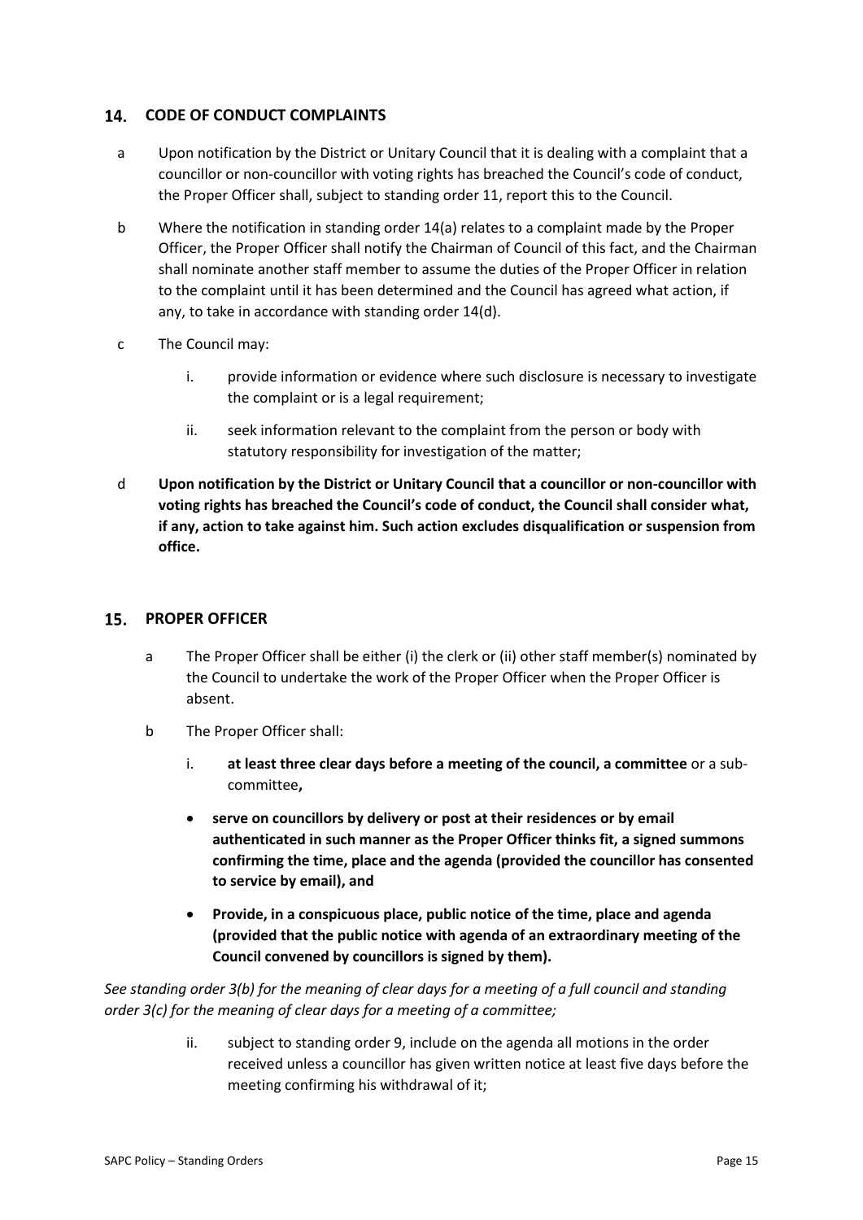## 14. CODE OF CONDUCT COMPLAINTS

a Upon notification by the District or Unitary Council that it is dealing with a complaint that a councillor or non-councillor with voting rights has breached the Council's code of conduct, the Proper Officer shall, subject to standing order 11, report this to the Council.

b Where the notification in standing order 14(a) relates to a complaint made by the Proper Officer, the Proper Officer shall notify the Chairman of Council of this fact, and the Chairman shall nominate another staff member to assume the duties of the Proper Officer in relation to the complaint until it has been determined and the Council has agreed what action, if any, to take in accordance with standing order 14(d).

c The Council may:

i. provide information or evidence where such disclosure is necessary to investigate the complaint or is a legal requirement;

ii. seek information relevant to the complaint from the person or body with statutory responsibility for investigation of the matter;

d **Upon notification by the District or Unitary Council that a councillor or non-councillor with voting rights has breached the Council's code of conduct, the Council shall consider what, if any, action to take against him. Such action excludes disqualification or suspension from office.**

## 15. PROPER OFFICER

a The Proper Officer shall be either (i) the clerk or (ii) other staff member(s) nominated by the Council to undertake the work of the Proper Officer when the Proper Officer is absent.

b The Proper Officer shall:

i. **at least three clear days before a meeting of the council, a committee** or a sub-committee**,**

- **serve on councillors by delivery or post at their residences or by email authenticated in such manner as the Proper Officer thinks fit, a signed summons confirming the time, place and the agenda (provided the councillor has consented to service by email), and**
- **Provide, in a conspicuous place, public notice of the time, place and agenda (provided that the public notice with agenda of an extraordinary meeting of the Council convened by councillors is signed by them).**

*See standing order 3(b) for the meaning of clear days for a meeting of a full council and standing order 3(c) for the meaning of clear days for a meeting of a committee;*

ii. subject to standing order 9, include on the agenda all motions in the order received unless a councillor has given written notice at least five days before the meeting confirming his withdrawal of it;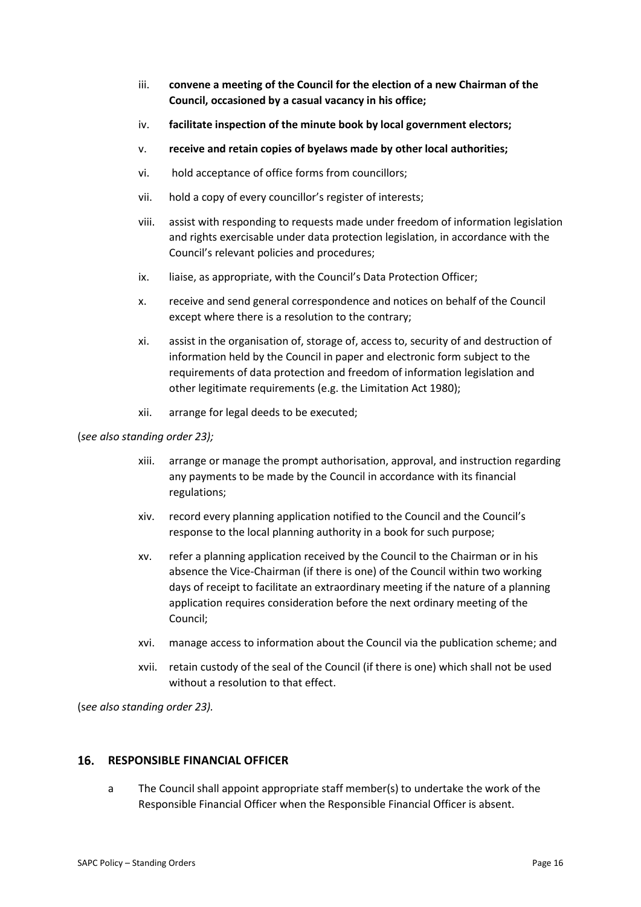iii. **convene a meeting of the Council for the election of a new Chairman of the Council, occasioned by a casual vacancy in his office;**

iv. **facilitate inspection of the minute book by local government electors;**

v. **receive and retain copies of byelaws made by other local authorities;**

vi. hold acceptance of office forms from councillors;

vii. hold a copy of every councillor's register of interests;

viii. assist with responding to requests made under freedom of information legislation and rights exercisable under data protection legislation, in accordance with the Council's relevant policies and procedures;

ix. liaise, as appropriate, with the Council's Data Protection Officer;

x. receive and send general correspondence and notices on behalf of the Council except where there is a resolution to the contrary;

xi. assist in the organisation of, storage of, access to, security of and destruction of information held by the Council in paper and electronic form subject to the requirements of data protection and freedom of information legislation and other legitimate requirements (e.g. the Limitation Act 1980);

xii. arrange for legal deeds to be executed;

(*see also standing order 23);*

xiii. arrange or manage the prompt authorisation, approval, and instruction regarding any payments to be made by the Council in accordance with its financial regulations;

xiv. record every planning application notified to the Council and the Council's response to the local planning authority in a book for such purpose;

xv. refer a planning application received by the Council to the Chairman or in his absence the Vice-Chairman (if there is one) of the Council within two working days of receipt to facilitate an extraordinary meeting if the nature of a planning application requires consideration before the next ordinary meeting of the Council;

xvi. manage access to information about the Council via the publication scheme; and

xvii. retain custody of the seal of the Council (if there is one) which shall not be used without a resolution to that effect.

(s*ee also standing order 23).*

## 16. RESPONSIBLE FINANCIAL OFFICER

a The Council shall appoint appropriate staff member(s) to undertake the work of the Responsible Financial Officer when the Responsible Financial Officer is absent.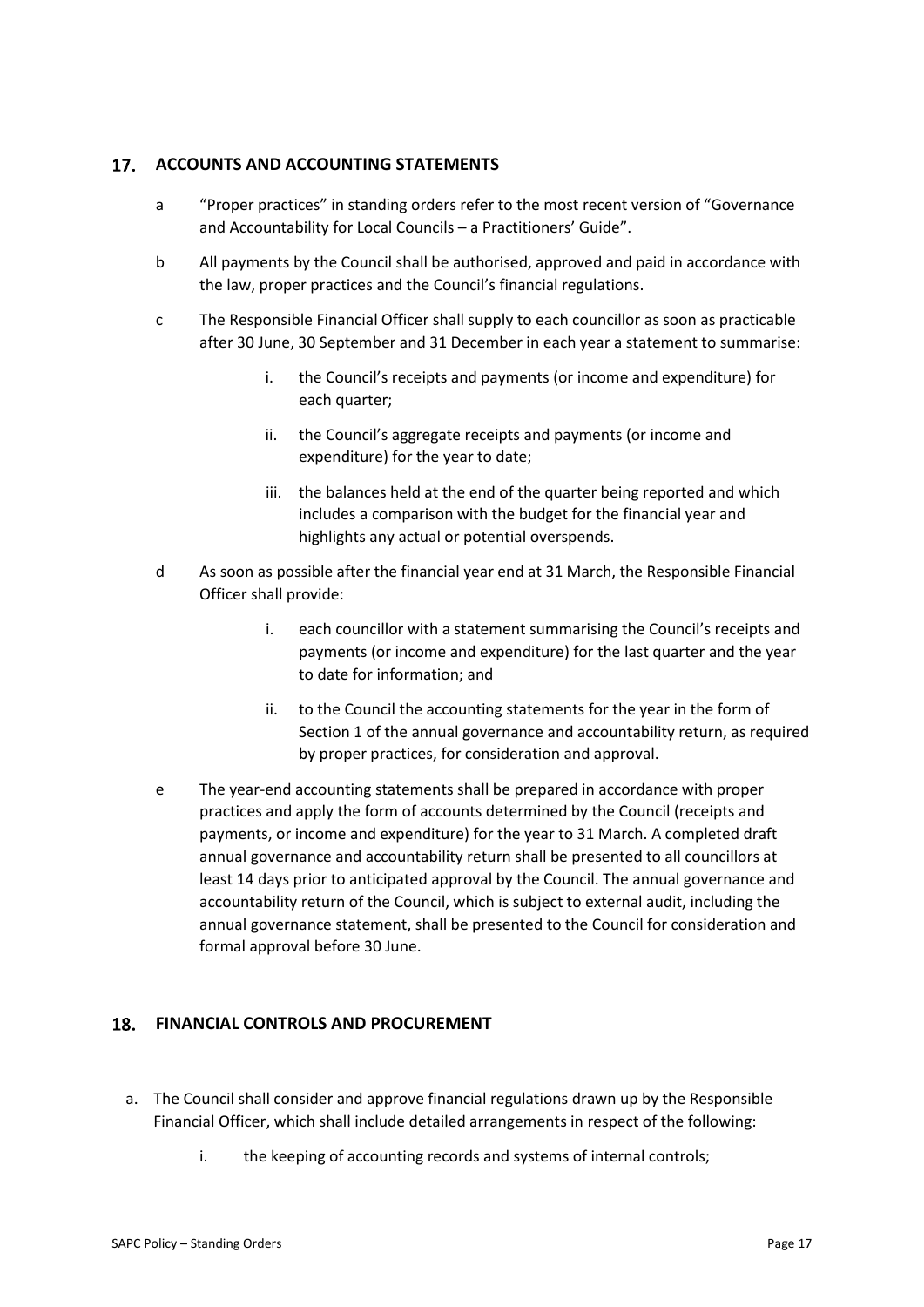## 17. ACCOUNTS AND ACCOUNTING STATEMENTS

a "Proper practices" in standing orders refer to the most recent version of "Governance and Accountability for Local Councils – a Practitioners' Guide".

b All payments by the Council shall be authorised, approved and paid in accordance with the law, proper practices and the Council's financial regulations.

c The Responsible Financial Officer shall supply to each councillor as soon as practicable after 30 June, 30 September and 31 December in each year a statement to summarise:

   i. the Council's receipts and payments (or income and expenditure) for each quarter;

   ii. the Council's aggregate receipts and payments (or income and expenditure) for the year to date;

   iii. the balances held at the end of the quarter being reported and which includes a comparison with the budget for the financial year and highlights any actual or potential overspends.

d As soon as possible after the financial year end at 31 March, the Responsible Financial Officer shall provide:

   i. each councillor with a statement summarising the Council's receipts and payments (or income and expenditure) for the last quarter and the year to date for information; and

   ii. to the Council the accounting statements for the year in the form of Section 1 of the annual governance and accountability return, as required by proper practices, for consideration and approval.

e The year-end accounting statements shall be prepared in accordance with proper practices and apply the form of accounts determined by the Council (receipts and payments, or income and expenditure) for the year to 31 March. A completed draft annual governance and accountability return shall be presented to all councillors at least 14 days prior to anticipated approval by the Council. The annual governance and accountability return of the Council, which is subject to external audit, including the annual governance statement, shall be presented to the Council for consideration and formal approval before 30 June.

## 18. FINANCIAL CONTROLS AND PROCUREMENT

a. The Council shall consider and approve financial regulations drawn up by the Responsible Financial Officer, which shall include detailed arrangements in respect of the following:

   i. the keeping of accounting records and systems of internal controls;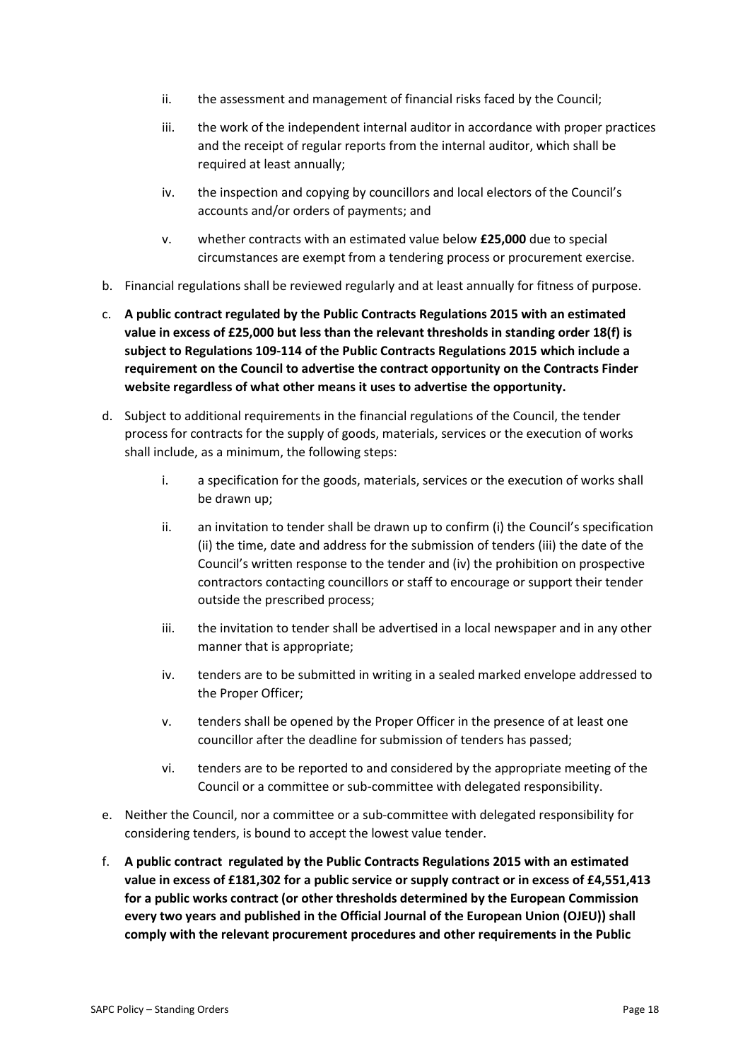ii. the assessment and management of financial risks faced by the Council;

iii. the work of the independent internal auditor in accordance with proper practices and the receipt of regular reports from the internal auditor, which shall be required at least annually;

iv. the inspection and copying by councillors and local electors of the Council's accounts and/or orders of payments; and

v. whether contracts with an estimated value below **£25,000** due to special circumstances are exempt from a tendering process or procurement exercise.

b. Financial regulations shall be reviewed regularly and at least annually for fitness of purpose.

c. **A public contract regulated by the Public Contracts Regulations 2015 with an estimated value in excess of £25,000 but less than the relevant thresholds in standing order 18(f) is subject to Regulations 109-114 of the Public Contracts Regulations 2015 which include a requirement on the Council to advertise the contract opportunity on the Contracts Finder website regardless of what other means it uses to advertise the opportunity.**

d. Subject to additional requirements in the financial regulations of the Council, the tender process for contracts for the supply of goods, materials, services or the execution of works shall include, as a minimum, the following steps:

   i. a specification for the goods, materials, services or the execution of works shall be drawn up;

   ii. an invitation to tender shall be drawn up to confirm (i) the Council's specification (ii) the time, date and address for the submission of tenders (iii) the date of the Council's written response to the tender and (iv) the prohibition on prospective contractors contacting councillors or staff to encourage or support their tender outside the prescribed process;

   iii. the invitation to tender shall be advertised in a local newspaper and in any other manner that is appropriate;

   iv. tenders are to be submitted in writing in a sealed marked envelope addressed to the Proper Officer;

   v. tenders shall be opened by the Proper Officer in the presence of at least one councillor after the deadline for submission of tenders has passed;

   vi. tenders are to be reported to and considered by the appropriate meeting of the Council or a committee or sub-committee with delegated responsibility.

e. Neither the Council, nor a committee or a sub-committee with delegated responsibility for considering tenders, is bound to accept the lowest value tender.

f. **A public contract regulated by the Public Contracts Regulations 2015 with an estimated value in excess of £181,302 for a public service or supply contract or in excess of £4,551,413 for a public works contract (or other thresholds determined by the European Commission every two years and published in the Official Journal of the European Union (OJEU)) shall comply with the relevant procurement procedures and other requirements in the Public**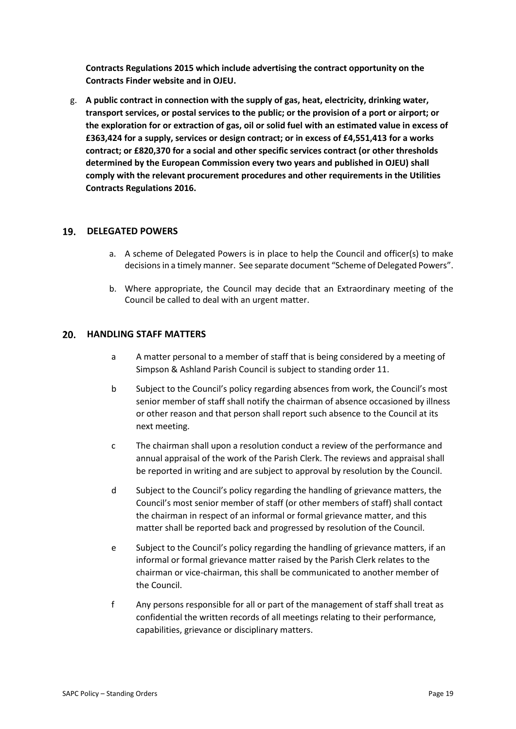**Contracts Regulations 2015 which include advertising the contract opportunity on the Contracts Finder website and in OJEU.**

g. **A public contract in connection with the supply of gas, heat, electricity, drinking water, transport services, or postal services to the public; or the provision of a port or airport; or the exploration for or extraction of gas, oil or solid fuel with an estimated value in excess of £363,424 for a supply, services or design contract; or in excess of £4,551,413 for a works contract; or £820,370 for a social and other specific services contract (or other thresholds determined by the European Commission every two years and published in OJEU) shall comply with the relevant procurement procedures and other requirements in the Utilities Contracts Regulations 2016.**

## 19. DELEGATED POWERS

a. A scheme of Delegated Powers is in place to help the Council and officer(s) to make decisions in a timely manner. See separate document "Scheme of Delegated Powers".

b. Where appropriate, the Council may decide that an Extraordinary meeting of the Council be called to deal with an urgent matter.

## 20. HANDLING STAFF MATTERS

a A matter personal to a member of staff that is being considered by a meeting of Simpson & Ashland Parish Council is subject to standing order 11.

b Subject to the Council's policy regarding absences from work, the Council's most senior member of staff shall notify the chairman of absence occasioned by illness or other reason and that person shall report such absence to the Council at its next meeting.

c The chairman shall upon a resolution conduct a review of the performance and annual appraisal of the work of the Parish Clerk. The reviews and appraisal shall be reported in writing and are subject to approval by resolution by the Council.

d Subject to the Council's policy regarding the handling of grievance matters, the Council's most senior member of staff (or other members of staff) shall contact the chairman in respect of an informal or formal grievance matter, and this matter shall be reported back and progressed by resolution of the Council.

e Subject to the Council's policy regarding the handling of grievance matters, if an informal or formal grievance matter raised by the Parish Clerk relates to the chairman or vice-chairman, this shall be communicated to another member of the Council.

f Any persons responsible for all or part of the management of staff shall treat as confidential the written records of all meetings relating to their performance, capabilities, grievance or disciplinary matters.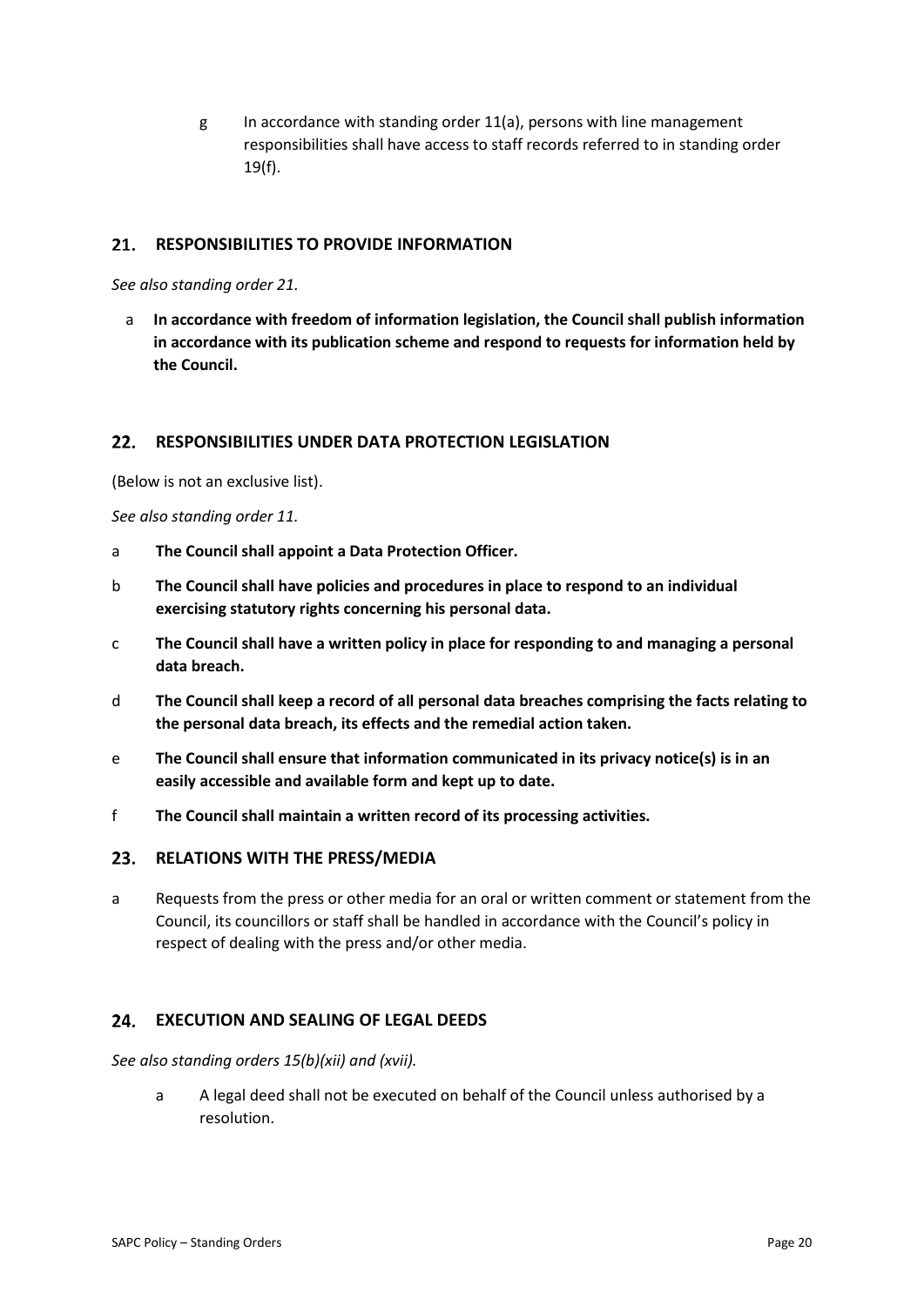g In accordance with standing order 11(a), persons with line management responsibilities shall have access to staff records referred to in standing order 19(f).

## 21. RESPONSIBILITIES TO PROVIDE INFORMATION

*See also standing order 21.*

a **In accordance with freedom of information legislation, the Council shall publish information in accordance with its publication scheme and respond to requests for information held by the Council.**

## 22. RESPONSIBILITIES UNDER DATA PROTECTION LEGISLATION

(Below is not an exclusive list).

*See also standing order 11.*

a **The Council shall appoint a Data Protection Officer.**

b **The Council shall have policies and procedures in place to respond to an individual exercising statutory rights concerning his personal data.**

c **The Council shall have a written policy in place for responding to and managing a personal data breach.**

d **The Council shall keep a record of all personal data breaches comprising the facts relating to the personal data breach, its effects and the remedial action taken.**

e **The Council shall ensure that information communicated in its privacy notice(s) is in an easily accessible and available form and kept up to date.**

f **The Council shall maintain a written record of its processing activities.**

## 23. RELATIONS WITH THE PRESS/MEDIA

a Requests from the press or other media for an oral or written comment or statement from the Council, its councillors or staff shall be handled in accordance with the Council's policy in respect of dealing with the press and/or other media.

## 24. EXECUTION AND SEALING OF LEGAL DEEDS

*See also standing orders 15(b)(xii) and (xvii).*

a A legal deed shall not be executed on behalf of the Council unless authorised by a resolution.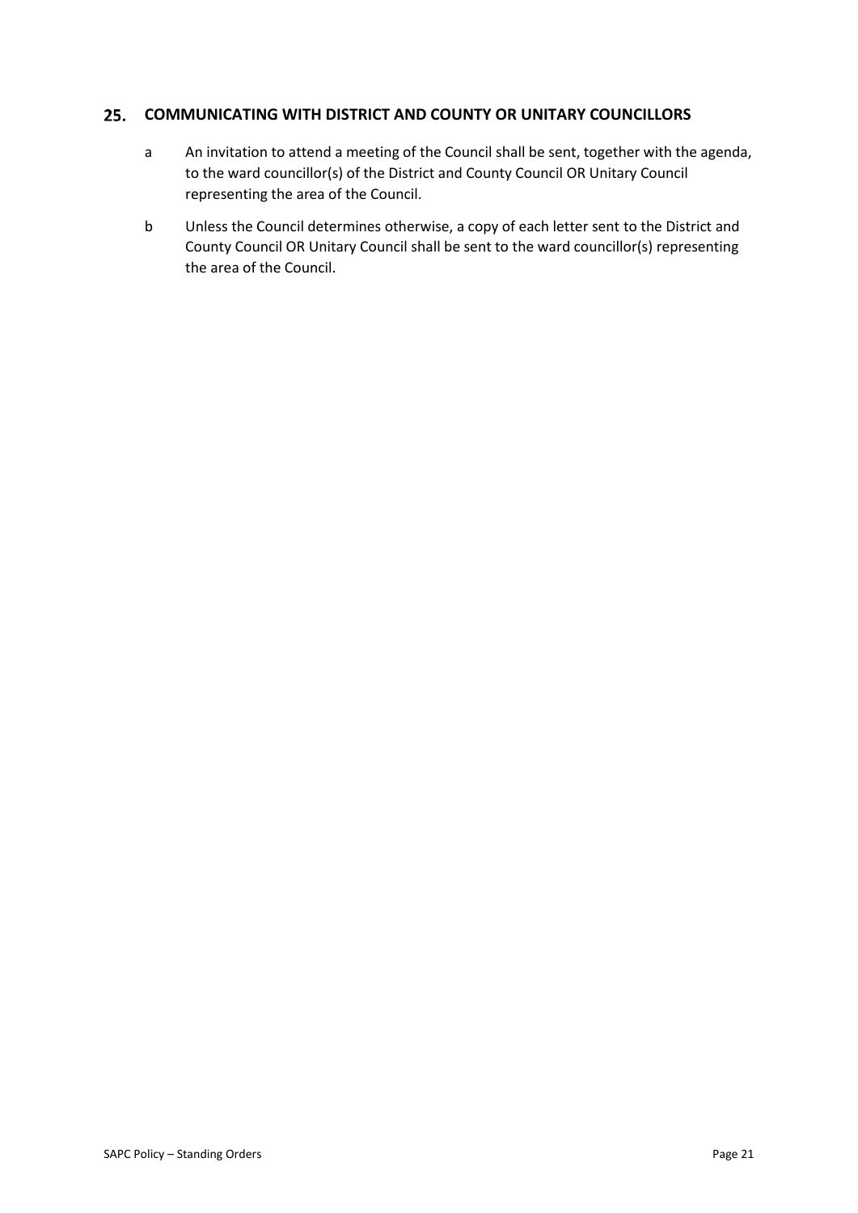## 25. COMMUNICATING WITH DISTRICT AND COUNTY OR UNITARY COUNCILLORS

a An invitation to attend a meeting of the Council shall be sent, together with the agenda, to the ward councillor(s) of the District and County Council OR Unitary Council representing the area of the Council.

b Unless the Council determines otherwise, a copy of each letter sent to the District and County Council OR Unitary Council shall be sent to the ward councillor(s) representing the area of the Council.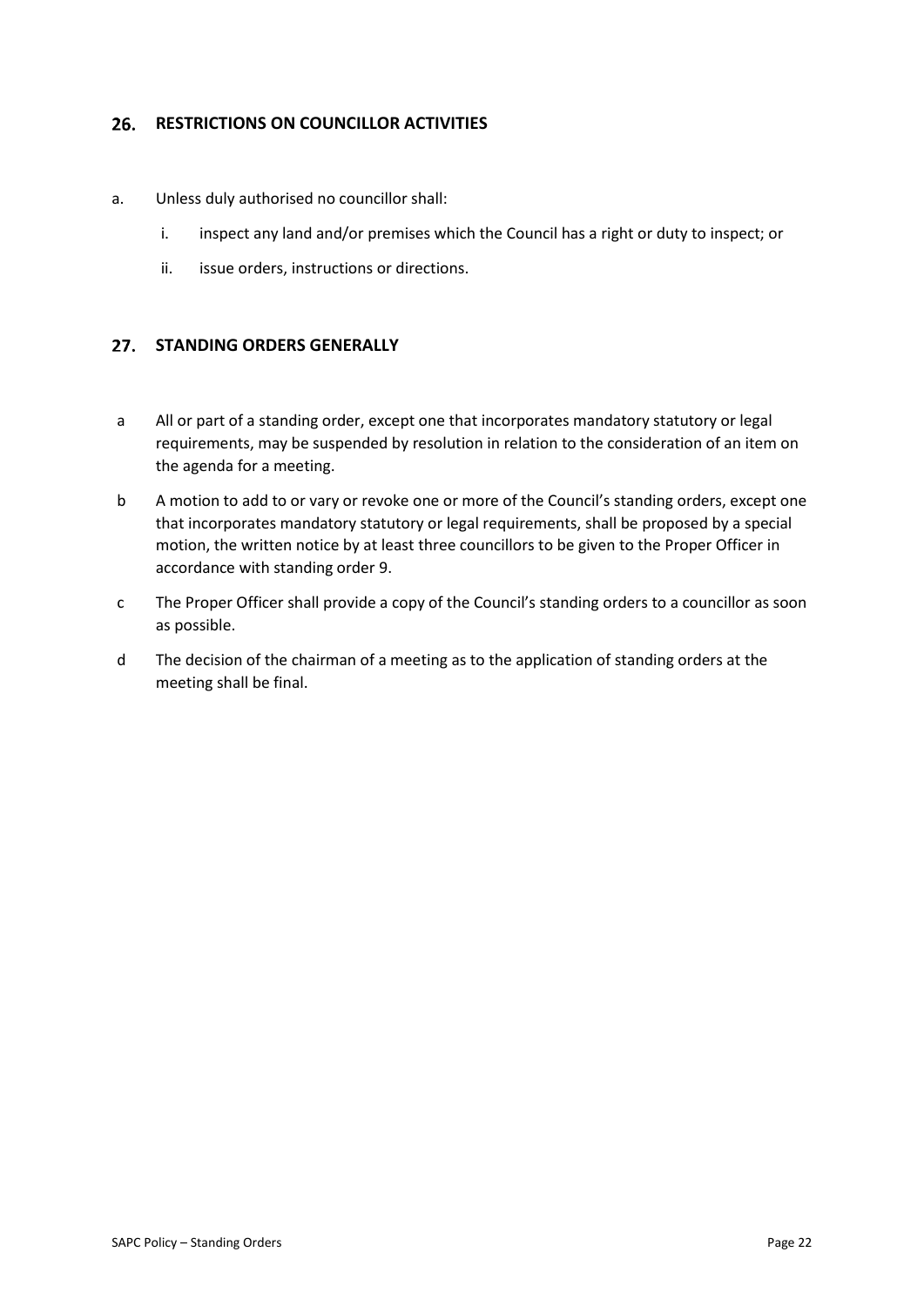## 26. RESTRICTIONS ON COUNCILLOR ACTIVITIES

a. Unless duly authorised no councillor shall:

   i. inspect any land and/or premises which the Council has a right or duty to inspect; or

   ii. issue orders, instructions or directions.

## 27. STANDING ORDERS GENERALLY

a All or part of a standing order, except one that incorporates mandatory statutory or legal requirements, may be suspended by resolution in relation to the consideration of an item on the agenda for a meeting.

b A motion to add to or vary or revoke one or more of the Council's standing orders, except one that incorporates mandatory statutory or legal requirements, shall be proposed by a special motion, the written notice by at least three councillors to be given to the Proper Officer in accordance with standing order 9.

c The Proper Officer shall provide a copy of the Council's standing orders to a councillor as soon as possible.

d The decision of the chairman of a meeting as to the application of standing orders at the meeting shall be final.